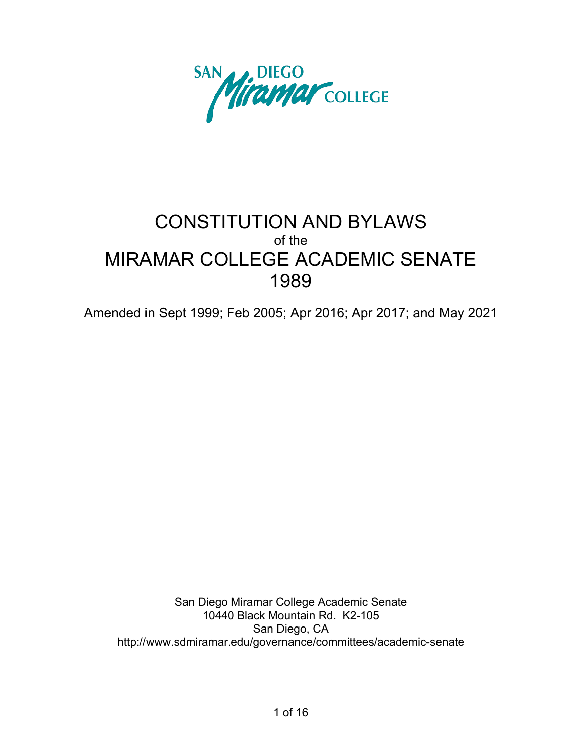SAN DIEGO Miramar COLLEGE

# CONSTITUTION AND BYLAWS

of the

# MIRAMAR COLLEGE ACADEMIC SENATE

# 1989

Amended in Sept 1999; Feb 2005; Apr 2016; Apr 2017; and May 2021

San Diego Miramar College Academic Senate
10440 Black Mountain Rd. K2-105
San Diego, CA
http://www.sdmiramar.edu/governance/committees/academic-senate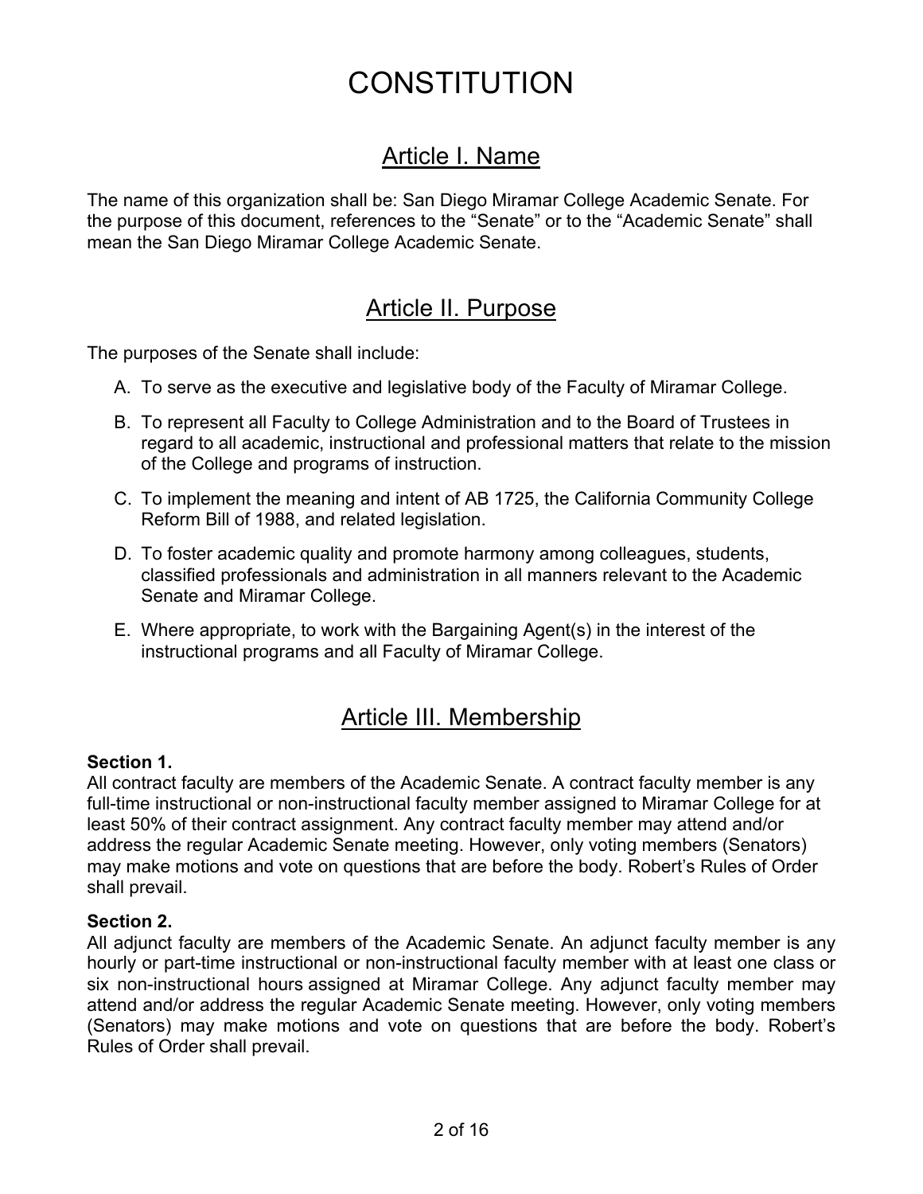# CONSTITUTION

## Article I. Name

The name of this organization shall be: San Diego Miramar College Academic Senate. For the purpose of this document, references to the "Senate" or to the "Academic Senate" shall mean the San Diego Miramar College Academic Senate.

## Article II. Purpose

The purposes of the Senate shall include:

A. To serve as the executive and legislative body of the Faculty of Miramar College.

B. To represent all Faculty to College Administration and to the Board of Trustees in regard to all academic, instructional and professional matters that relate to the mission of the College and programs of instruction.

C. To implement the meaning and intent of AB 1725, the California Community College Reform Bill of 1988, and related legislation.

D. To foster academic quality and promote harmony among colleagues, students, classified professionals and administration in all manners relevant to the Academic Senate and Miramar College.

E. Where appropriate, to work with the Bargaining Agent(s) in the interest of the instructional programs and all Faculty of Miramar College.

## Article III. Membership

**Section 1.**
All contract faculty are members of the Academic Senate. A contract faculty member is any full-time instructional or non-instructional faculty member assigned to Miramar College for at least 50% of their contract assignment. Any contract faculty member may attend and/or address the regular Academic Senate meeting. However, only voting members (Senators) may make motions and vote on questions that are before the body. Robert's Rules of Order shall prevail.

**Section 2.**
All adjunct faculty are members of the Academic Senate. An adjunct faculty member is any hourly or part-time instructional or non-instructional faculty member with at least one class or six non-instructional hours assigned at Miramar College. Any adjunct faculty member may attend and/or address the regular Academic Senate meeting. However, only voting members (Senators) may make motions and vote on questions that are before the body. Robert's Rules of Order shall prevail.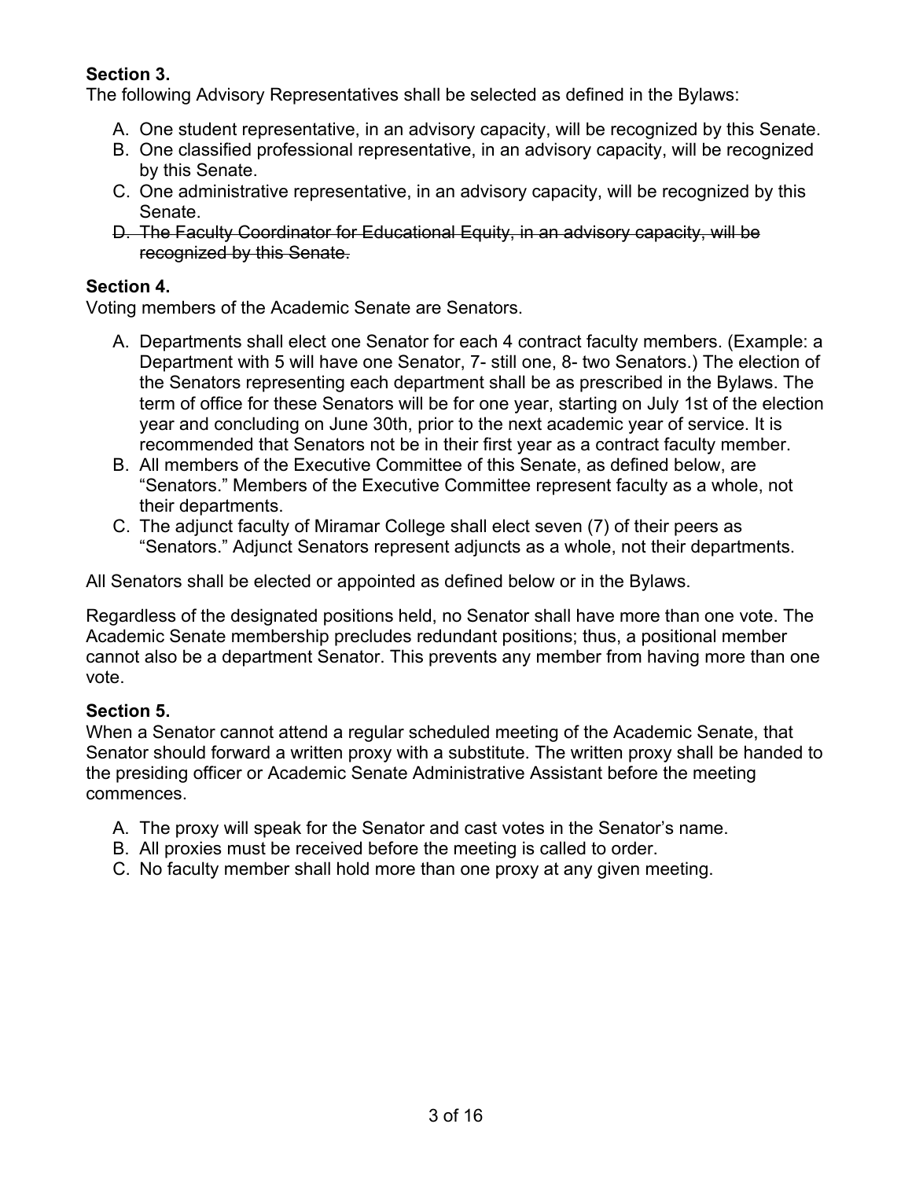**Section 3.**
The following Advisory Representatives shall be selected as defined in the Bylaws:

A. One student representative, in an advisory capacity, will be recognized by this Senate.
B. One classified professional representative, in an advisory capacity, will be recognized by this Senate.
C. One administrative representative, in an advisory capacity, will be recognized by this Senate.
D. ~~The Faculty Coordinator for Educational Equity, in an advisory capacity, will be recognized by this Senate.~~

**Section 4.**
Voting members of the Academic Senate are Senators.

A. Departments shall elect one Senator for each 4 contract faculty members. (Example: a Department with 5 will have one Senator, 7- still one, 8- two Senators.) The election of the Senators representing each department shall be as prescribed in the Bylaws. The term of office for these Senators will be for one year, starting on July 1st of the election year and concluding on June 30th, prior to the next academic year of service. It is recommended that Senators not be in their first year as a contract faculty member.
B. All members of the Executive Committee of this Senate, as defined below, are "Senators." Members of the Executive Committee represent faculty as a whole, not their departments.
C. The adjunct faculty of Miramar College shall elect seven (7) of their peers as "Senators." Adjunct Senators represent adjuncts as a whole, not their departments.

All Senators shall be elected or appointed as defined below or in the Bylaws.

Regardless of the designated positions held, no Senator shall have more than one vote. The Academic Senate membership precludes redundant positions; thus, a positional member cannot also be a department Senator. This prevents any member from having more than one vote.

**Section 5.**
When a Senator cannot attend a regular scheduled meeting of the Academic Senate, that Senator should forward a written proxy with a substitute. The written proxy shall be handed to the presiding officer or Academic Senate Administrative Assistant before the meeting commences.

A. The proxy will speak for the Senator and cast votes in the Senator's name.
B. All proxies must be received before the meeting is called to order.
C. No faculty member shall hold more than one proxy at any given meeting.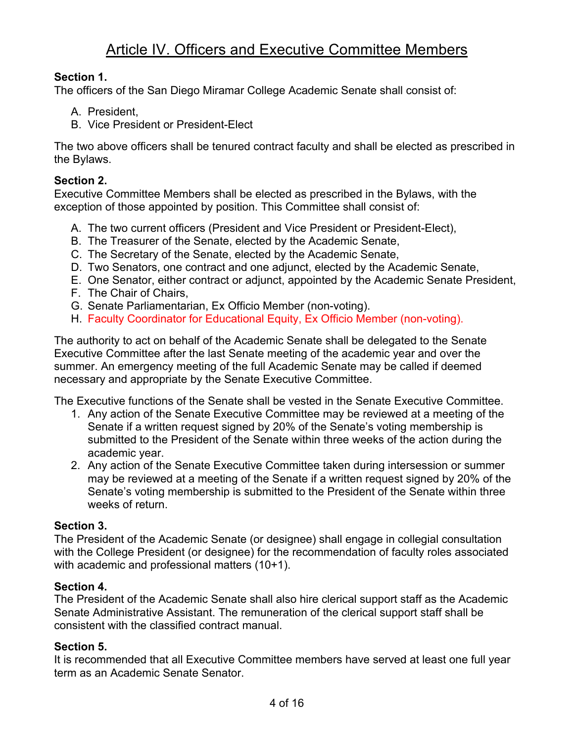# Article IV. Officers and Executive Committee Members

**Section 1.**
The officers of the San Diego Miramar College Academic Senate shall consist of:

A. President,
B. Vice President or President-Elect

The two above officers shall be tenured contract faculty and shall be elected as prescribed in the Bylaws.

**Section 2.**
Executive Committee Members shall be elected as prescribed in the Bylaws, with the exception of those appointed by position. This Committee shall consist of:

A. The two current officers (President and Vice President or President-Elect),
B. The Treasurer of the Senate, elected by the Academic Senate,
C. The Secretary of the Senate, elected by the Academic Senate,
D. Two Senators, one contract and one adjunct, elected by the Academic Senate,
E. One Senator, either contract or adjunct, appointed by the Academic Senate President,
F. The Chair of Chairs,
G. Senate Parliamentarian, Ex Officio Member (non-voting).
H. Faculty Coordinator for Educational Equity, Ex Officio Member (non-voting).

The authority to act on behalf of the Academic Senate shall be delegated to the Senate Executive Committee after the last Senate meeting of the academic year and over the summer. An emergency meeting of the full Academic Senate may be called if deemed necessary and appropriate by the Senate Executive Committee.

The Executive functions of the Senate shall be vested in the Senate Executive Committee.

1. Any action of the Senate Executive Committee may be reviewed at a meeting of the Senate if a written request signed by 20% of the Senate's voting membership is submitted to the President of the Senate within three weeks of the action during the academic year.
2. Any action of the Senate Executive Committee taken during intersession or summer may be reviewed at a meeting of the Senate if a written request signed by 20% of the Senate's voting membership is submitted to the President of the Senate within three weeks of return.

**Section 3.**
The President of the Academic Senate (or designee) shall engage in collegial consultation with the College President (or designee) for the recommendation of faculty roles associated with academic and professional matters (10+1).

**Section 4.**
The President of the Academic Senate shall also hire clerical support staff as the Academic Senate Administrative Assistant. The remuneration of the clerical support staff shall be consistent with the classified contract manual.

**Section 5.**
It is recommended that all Executive Committee members have served at least one full year term as an Academic Senate Senator.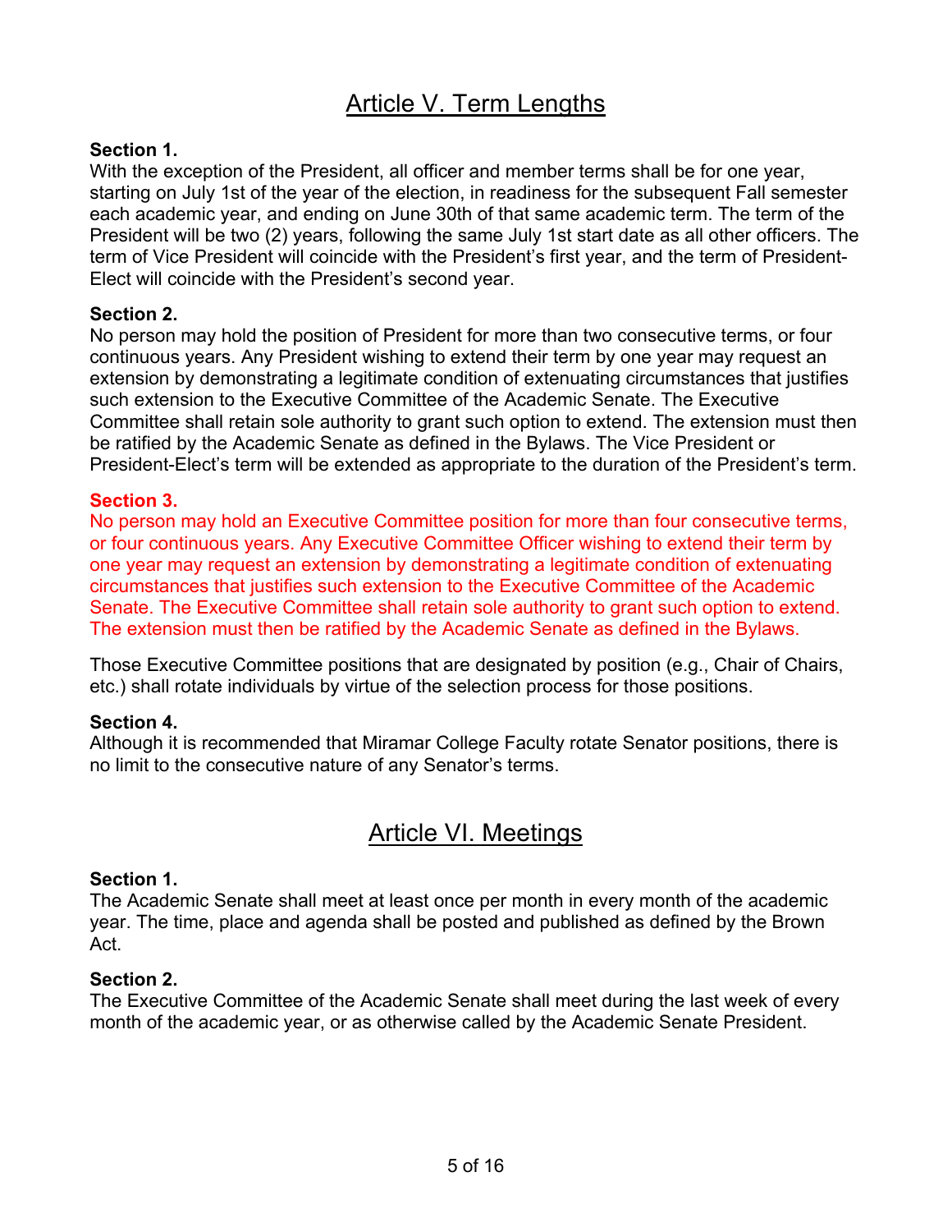## Article V. Term Lengths

**Section 1.**
With the exception of the President, all officer and member terms shall be for one year, starting on July 1st of the year of the election, in readiness for the subsequent Fall semester each academic year, and ending on June 30th of that same academic term. The term of the President will be two (2) years, following the same July 1st start date as all other officers. The term of Vice President will coincide with the President's first year, and the term of President-Elect will coincide with the President's second year.

**Section 2.**
No person may hold the position of President for more than two consecutive terms, or four continuous years. Any President wishing to extend their term by one year may request an extension by demonstrating a legitimate condition of extenuating circumstances that justifies such extension to the Executive Committee of the Academic Senate. The Executive Committee shall retain sole authority to grant such option to extend. The extension must then be ratified by the Academic Senate as defined in the Bylaws. The Vice President or President-Elect's term will be extended as appropriate to the duration of the President's term.

**Section 3.**
No person may hold an Executive Committee position for more than four consecutive terms, or four continuous years. Any Executive Committee Officer wishing to extend their term by one year may request an extension by demonstrating a legitimate condition of extenuating circumstances that justifies such extension to the Executive Committee of the Academic Senate. The Executive Committee shall retain sole authority to grant such option to extend. The extension must then be ratified by the Academic Senate as defined in the Bylaws.

Those Executive Committee positions that are designated by position (e.g., Chair of Chairs, etc.) shall rotate individuals by virtue of the selection process for those positions.

**Section 4.**
Although it is recommended that Miramar College Faculty rotate Senator positions, there is no limit to the consecutive nature of any Senator's terms.

## Article VI. Meetings

**Section 1.**
The Academic Senate shall meet at least once per month in every month of the academic year. The time, place and agenda shall be posted and published as defined by the Brown Act.

**Section 2.**
The Executive Committee of the Academic Senate shall meet during the last week of every month of the academic year, or as otherwise called by the Academic Senate President.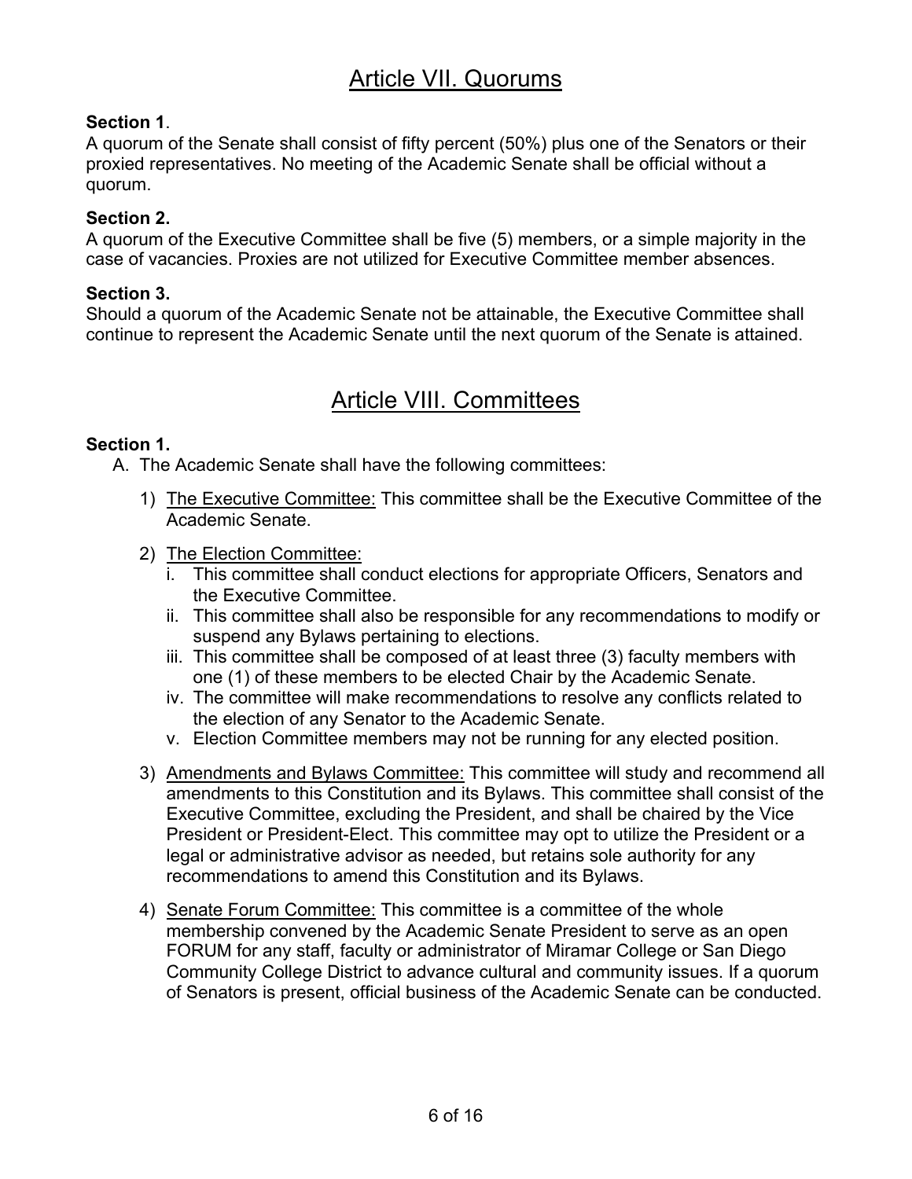# Article VII. Quorums

**Section 1**.

A quorum of the Senate shall consist of fifty percent (50%) plus one of the Senators or their proxied representatives. No meeting of the Academic Senate shall be official without a quorum.

**Section 2.**

A quorum of the Executive Committee shall be five (5) members, or a simple majority in the case of vacancies. Proxies are not utilized for Executive Committee member absences.

**Section 3.**

Should a quorum of the Academic Senate not be attainable, the Executive Committee shall continue to represent the Academic Senate until the next quorum of the Senate is attained.

# Article VIII. Committees

**Section 1.**

A. The Academic Senate shall have the following committees:

1) The Executive Committee: This committee shall be the Executive Committee of the Academic Senate.

2) The Election Committee:
   i. This committee shall conduct elections for appropriate Officers, Senators and the Executive Committee.
   ii. This committee shall also be responsible for any recommendations to modify or suspend any Bylaws pertaining to elections.
   iii. This committee shall be composed of at least three (3) faculty members with one (1) of these members to be elected Chair by the Academic Senate.
   iv. The committee will make recommendations to resolve any conflicts related to the election of any Senator to the Academic Senate.
   v. Election Committee members may not be running for any elected position.

3) Amendments and Bylaws Committee: This committee will study and recommend all amendments to this Constitution and its Bylaws. This committee shall consist of the Executive Committee, excluding the President, and shall be chaired by the Vice President or President-Elect. This committee may opt to utilize the President or a legal or administrative advisor as needed, but retains sole authority for any recommendations to amend this Constitution and its Bylaws.

4) Senate Forum Committee: This committee is a committee of the whole membership convened by the Academic Senate President to serve as an open FORUM for any staff, faculty or administrator of Miramar College or San Diego Community College District to advance cultural and community issues. If a quorum of Senators is present, official business of the Academic Senate can be conducted.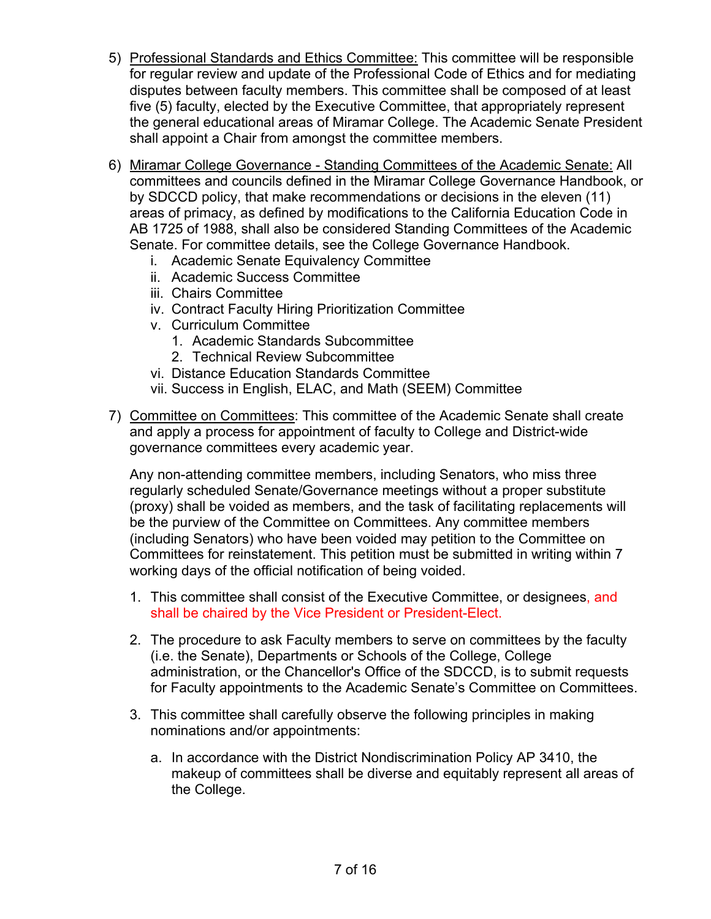5) <u>Professional Standards and Ethics Committee:</u> This committee will be responsible for regular review and update of the Professional Code of Ethics and for mediating disputes between faculty members. This committee shall be composed of at least five (5) faculty, elected by the Executive Committee, that appropriately represent the general educational areas of Miramar College. The Academic Senate President shall appoint a Chair from amongst the committee members.

6) <u>Miramar College Governance - Standing Committees of the Academic Senate:</u> All committees and councils defined in the Miramar College Governance Handbook, or by SDCCD policy, that make recommendations or decisions in the eleven (11) areas of primacy, as defined by modifications to the California Education Code in AB 1725 of 1988, shall also be considered Standing Committees of the Academic Senate. For committee details, see the College Governance Handbook.
   i. Academic Senate Equivalency Committee
   ii. Academic Success Committee
   iii. Chairs Committee
   iv. Contract Faculty Hiring Prioritization Committee
   v. Curriculum Committee
      1. Academic Standards Subcommittee
      2. Technical Review Subcommittee
   vi. Distance Education Standards Committee
   vii. Success in English, ELAC, and Math (SEEM) Committee

7) <u>Committee on Committees</u>: This committee of the Academic Senate shall create and apply a process for appointment of faculty to College and District-wide governance committees every academic year.

   Any non-attending committee members, including Senators, who miss three regularly scheduled Senate/Governance meetings without a proper substitute (proxy) shall be voided as members, and the task of facilitating replacements will be the purview of the Committee on Committees. Any committee members (including Senators) who have been voided may petition to the Committee on Committees for reinstatement. This petition must be submitted in writing within 7 working days of the official notification of being voided.

   1. This committee shall consist of the Executive Committee, or designees, and shall be chaired by the Vice President or President-Elect.

   2. The procedure to ask Faculty members to serve on committees by the faculty (i.e. the Senate), Departments or Schools of the College, College administration, or the Chancellor's Office of the SDCCD, is to submit requests for Faculty appointments to the Academic Senate's Committee on Committees.

   3. This committee shall carefully observe the following principles in making nominations and/or appointments:

      a. In accordance with the District Nondiscrimination Policy AP 3410, the makeup of committees shall be diverse and equitably represent all areas of the College.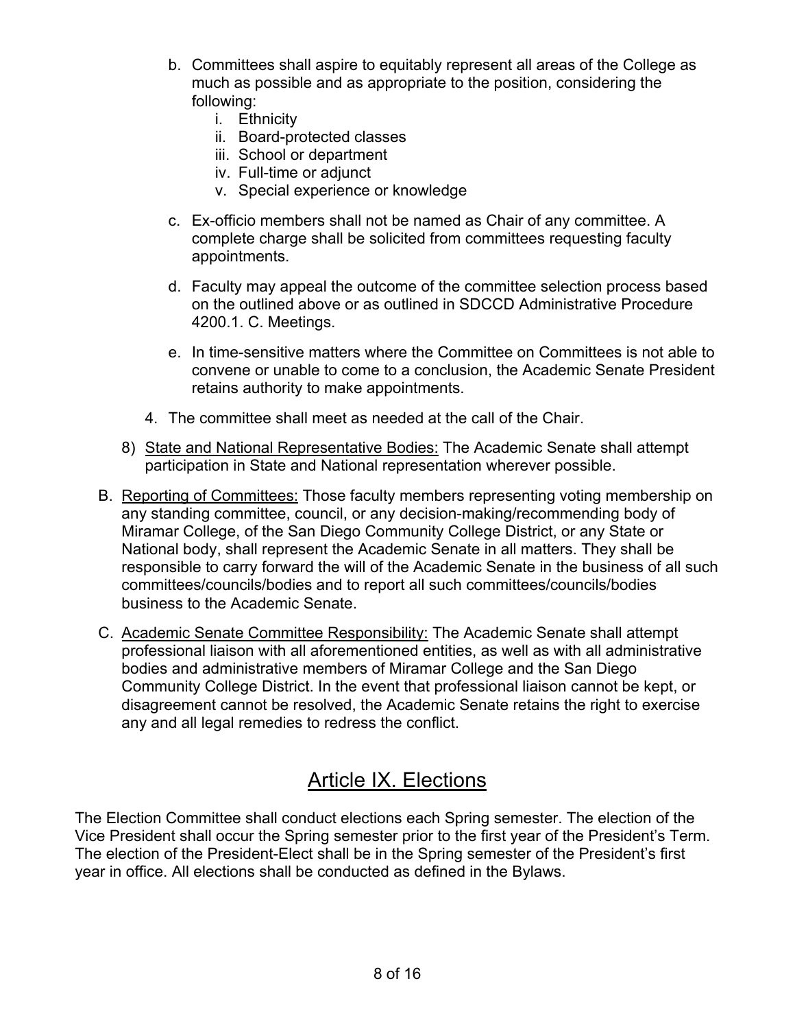b. Committees shall aspire to equitably represent all areas of the College as much as possible and as appropriate to the position, considering the following:
   i. Ethnicity
   ii. Board-protected classes
   iii. School or department
   iv. Full-time or adjunct
   v. Special experience or knowledge

c. Ex-officio members shall not be named as Chair of any committee. A complete charge shall be solicited from committees requesting faculty appointments.

d. Faculty may appeal the outcome of the committee selection process based on the outlined above or as outlined in SDCCD Administrative Procedure 4200.1. C. Meetings.

e. In time-sensitive matters where the Committee on Committees is not able to convene or unable to come to a conclusion, the Academic Senate President retains authority to make appointments.

4. The committee shall meet as needed at the call of the Chair.

8) <u>State and National Representative Bodies:</u> The Academic Senate shall attempt participation in State and National representation wherever possible.

B. <u>Reporting of Committees:</u> Those faculty members representing voting membership on any standing committee, council, or any decision-making/recommending body of Miramar College, of the San Diego Community College District, or any State or National body, shall represent the Academic Senate in all matters. They shall be responsible to carry forward the will of the Academic Senate in the business of all such committees/councils/bodies and to report all such committees/councils/bodies business to the Academic Senate.

C. <u>Academic Senate Committee Responsibility:</u> The Academic Senate shall attempt professional liaison with all aforementioned entities, as well as with all administrative bodies and administrative members of Miramar College and the San Diego Community College District. In the event that professional liaison cannot be kept, or disagreement cannot be resolved, the Academic Senate retains the right to exercise any and all legal remedies to redress the conflict.

## Article IX. Elections

The Election Committee shall conduct elections each Spring semester. The election of the Vice President shall occur the Spring semester prior to the first year of the President's Term. The election of the President-Elect shall be in the Spring semester of the President's first year in office. All elections shall be conducted as defined in the Bylaws.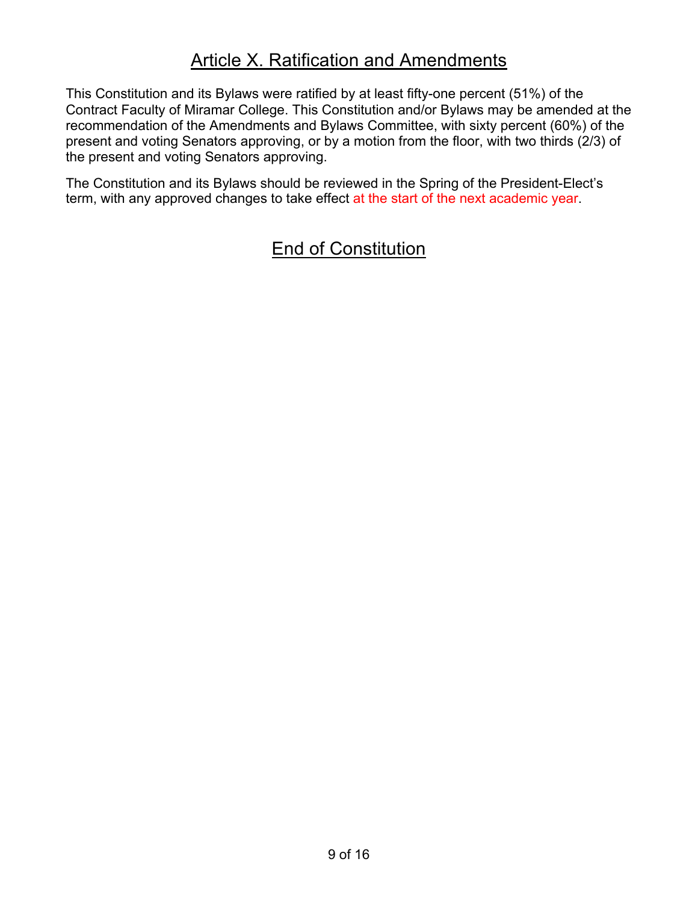## Article X. Ratification and Amendments

This Constitution and its Bylaws were ratified by at least fifty-one percent (51%) of the Contract Faculty of Miramar College. This Constitution and/or Bylaws may be amended at the recommendation of the Amendments and Bylaws Committee, with sixty percent (60%) of the present and voting Senators approving, or by a motion from the floor, with two thirds (2/3) of the present and voting Senators approving.

The Constitution and its Bylaws should be reviewed in the Spring of the President-Elect's term, with any approved changes to take effect at the start of the next academic year.

## End of Constitution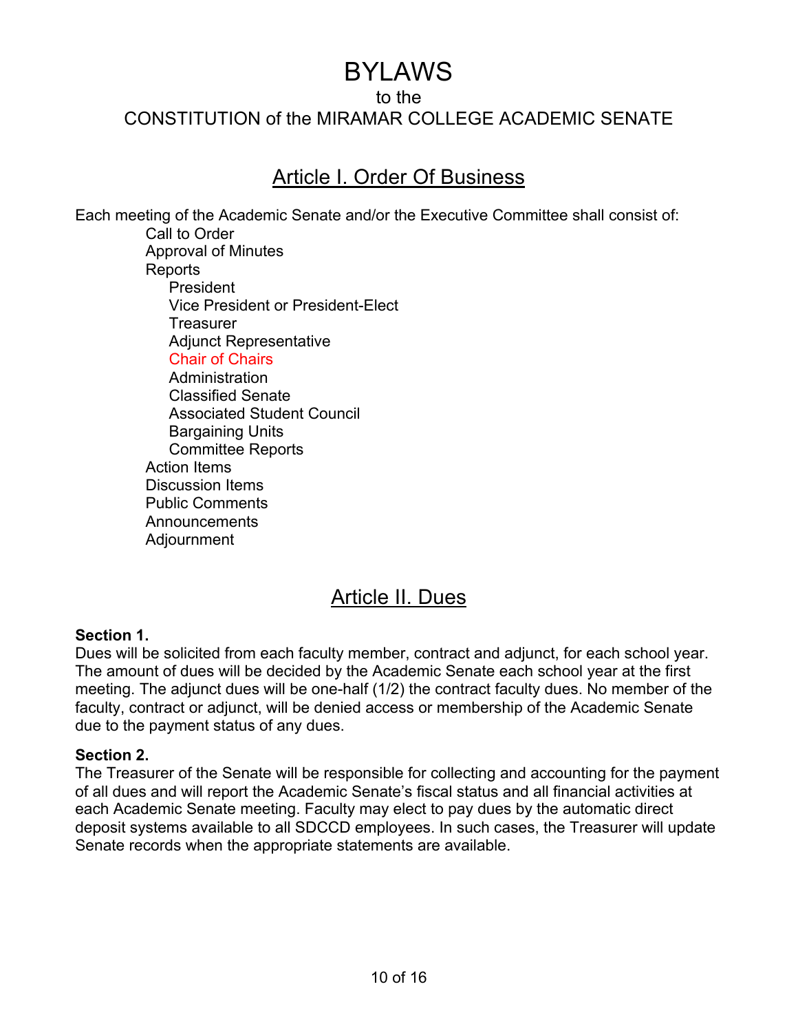# BYLAWS

to the

CONSTITUTION of the MIRAMAR COLLEGE ACADEMIC SENATE

## Article I. Order Of Business

Each meeting of the Academic Senate and/or the Executive Committee shall consist of:

- Call to Order
- Approval of Minutes
- Reports
  - President
  - Vice President or President-Elect
  - Treasurer
  - Adjunct Representative
  - Chair of Chairs
  - Administration
  - Classified Senate
  - Associated Student Council
  - Bargaining Units
  - Committee Reports
- Action Items
- Discussion Items
- Public Comments
- Announcements
- Adjournment

## Article II. Dues

**Section 1.**

Dues will be solicited from each faculty member, contract and adjunct, for each school year. The amount of dues will be decided by the Academic Senate each school year at the first meeting. The adjunct dues will be one-half (1/2) the contract faculty dues. No member of the faculty, contract or adjunct, will be denied access or membership of the Academic Senate due to the payment status of any dues.

**Section 2.**

The Treasurer of the Senate will be responsible for collecting and accounting for the payment of all dues and will report the Academic Senate's fiscal status and all financial activities at each Academic Senate meeting. Faculty may elect to pay dues by the automatic direct deposit systems available to all SDCCD employees. In such cases, the Treasurer will update Senate records when the appropriate statements are available.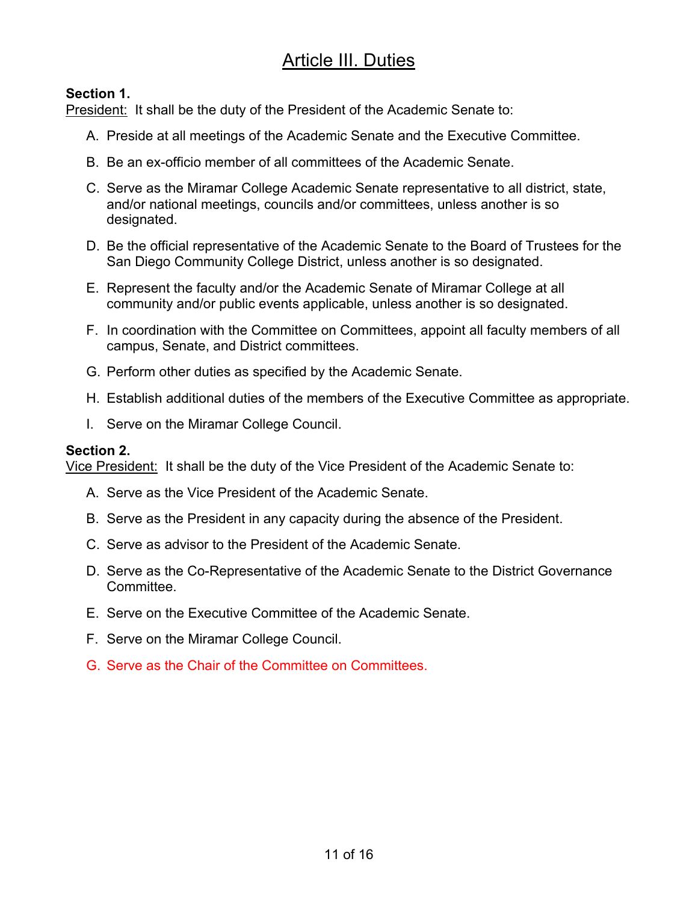# Article III. Duties

**Section 1.**

President: It shall be the duty of the President of the Academic Senate to:

A. Preside at all meetings of the Academic Senate and the Executive Committee.

B. Be an ex-officio member of all committees of the Academic Senate.

C. Serve as the Miramar College Academic Senate representative to all district, state, and/or national meetings, councils and/or committees, unless another is so designated.

D. Be the official representative of the Academic Senate to the Board of Trustees for the San Diego Community College District, unless another is so designated.

E. Represent the faculty and/or the Academic Senate of Miramar College at all community and/or public events applicable, unless another is so designated.

F. In coordination with the Committee on Committees, appoint all faculty members of all campus, Senate, and District committees.

G. Perform other duties as specified by the Academic Senate.

H. Establish additional duties of the members of the Executive Committee as appropriate.

I. Serve on the Miramar College Council.

**Section 2.**

Vice President: It shall be the duty of the Vice President of the Academic Senate to:

A. Serve as the Vice President of the Academic Senate.

B. Serve as the President in any capacity during the absence of the President.

C. Serve as advisor to the President of the Academic Senate.

D. Serve as the Co-Representative of the Academic Senate to the District Governance Committee.

E. Serve on the Executive Committee of the Academic Senate.

F. Serve on the Miramar College Council.

G. Serve as the Chair of the Committee on Committees.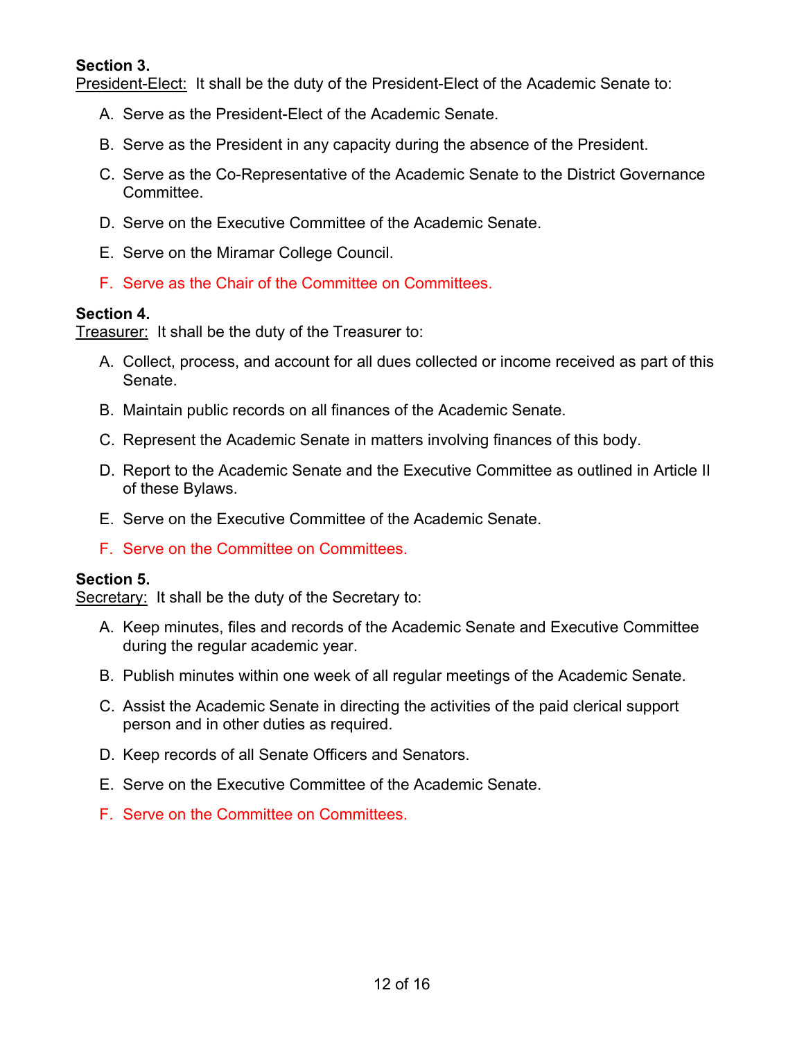**Section 3.**
President-Elect: It shall be the duty of the President-Elect of the Academic Senate to:

A. Serve as the President-Elect of the Academic Senate.

B. Serve as the President in any capacity during the absence of the President.

C. Serve as the Co-Representative of the Academic Senate to the District Governance Committee.

D. Serve on the Executive Committee of the Academic Senate.

E. Serve on the Miramar College Council.

F. Serve as the Chair of the Committee on Committees.

**Section 4.**
Treasurer: It shall be the duty of the Treasurer to:

A. Collect, process, and account for all dues collected or income received as part of this Senate.

B. Maintain public records on all finances of the Academic Senate.

C. Represent the Academic Senate in matters involving finances of this body.

D. Report to the Academic Senate and the Executive Committee as outlined in Article II of these Bylaws.

E. Serve on the Executive Committee of the Academic Senate.

F. Serve on the Committee on Committees.

**Section 5.**
Secretary: It shall be the duty of the Secretary to:

A. Keep minutes, files and records of the Academic Senate and Executive Committee during the regular academic year.

B. Publish minutes within one week of all regular meetings of the Academic Senate.

C. Assist the Academic Senate in directing the activities of the paid clerical support person and in other duties as required.

D. Keep records of all Senate Officers and Senators.

E. Serve on the Executive Committee of the Academic Senate.

F. Serve on the Committee on Committees.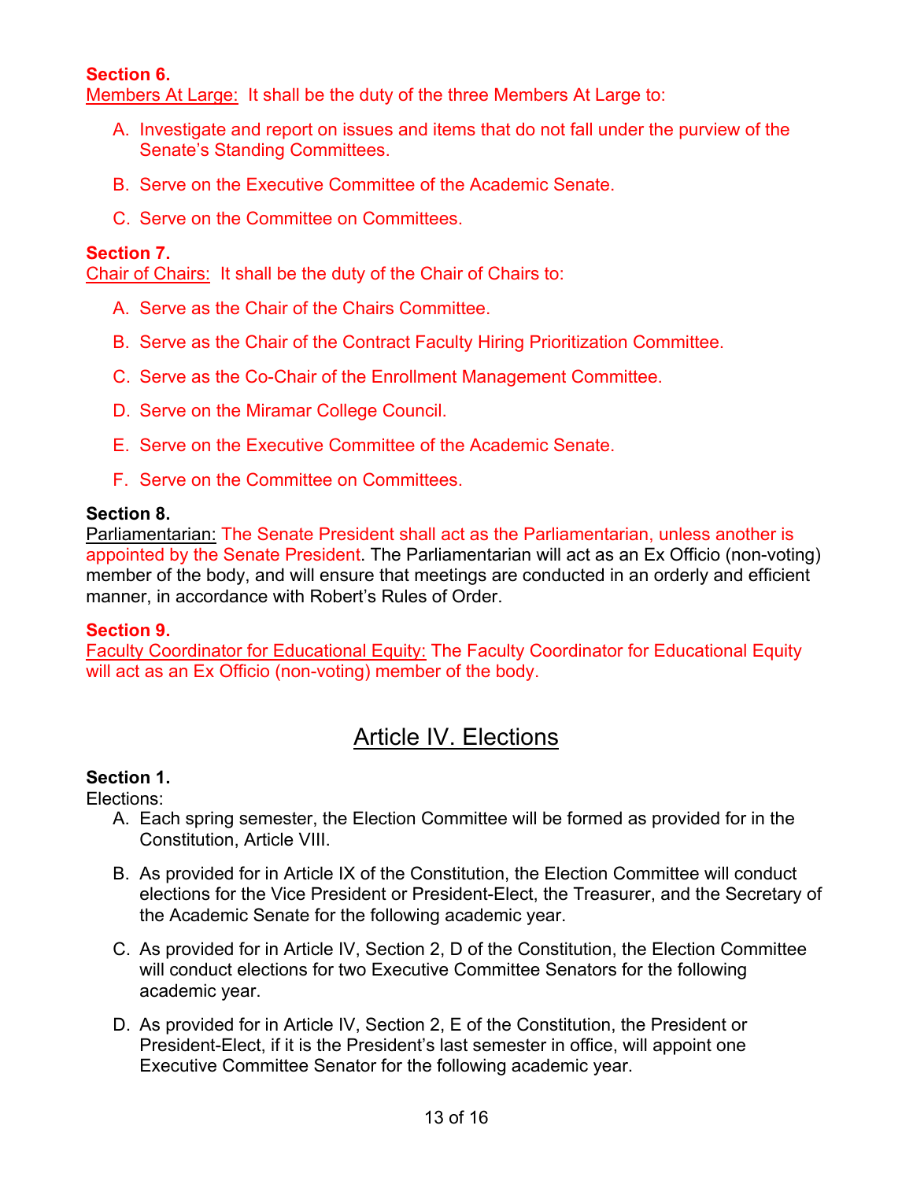**Section 6.**

Members At Large: It shall be the duty of the three Members At Large to:

A. Investigate and report on issues and items that do not fall under the purview of the Senate's Standing Committees.

B. Serve on the Executive Committee of the Academic Senate.

C. Serve on the Committee on Committees.

**Section 7.**

Chair of Chairs: It shall be the duty of the Chair of Chairs to:

A. Serve as the Chair of the Chairs Committee.

B. Serve as the Chair of the Contract Faculty Hiring Prioritization Committee.

C. Serve as the Co-Chair of the Enrollment Management Committee.

D. Serve on the Miramar College Council.

E. Serve on the Executive Committee of the Academic Senate.

F. Serve on the Committee on Committees.

**Section 8.**

Parliamentarian: The Senate President shall act as the Parliamentarian, unless another is appointed by the Senate President. The Parliamentarian will act as an Ex Officio (non-voting) member of the body, and will ensure that meetings are conducted in an orderly and efficient manner, in accordance with Robert's Rules of Order.

**Section 9.**

Faculty Coordinator for Educational Equity: The Faculty Coordinator for Educational Equity will act as an Ex Officio (non-voting) member of the body.

## Article IV. Elections

**Section 1.**

Elections:

A. Each spring semester, the Election Committee will be formed as provided for in the Constitution, Article VIII.

B. As provided for in Article IX of the Constitution, the Election Committee will conduct elections for the Vice President or President-Elect, the Treasurer, and the Secretary of the Academic Senate for the following academic year.

C. As provided for in Article IV, Section 2, D of the Constitution, the Election Committee will conduct elections for two Executive Committee Senators for the following academic year.

D. As provided for in Article IV, Section 2, E of the Constitution, the President or President-Elect, if it is the President's last semester in office, will appoint one Executive Committee Senator for the following academic year.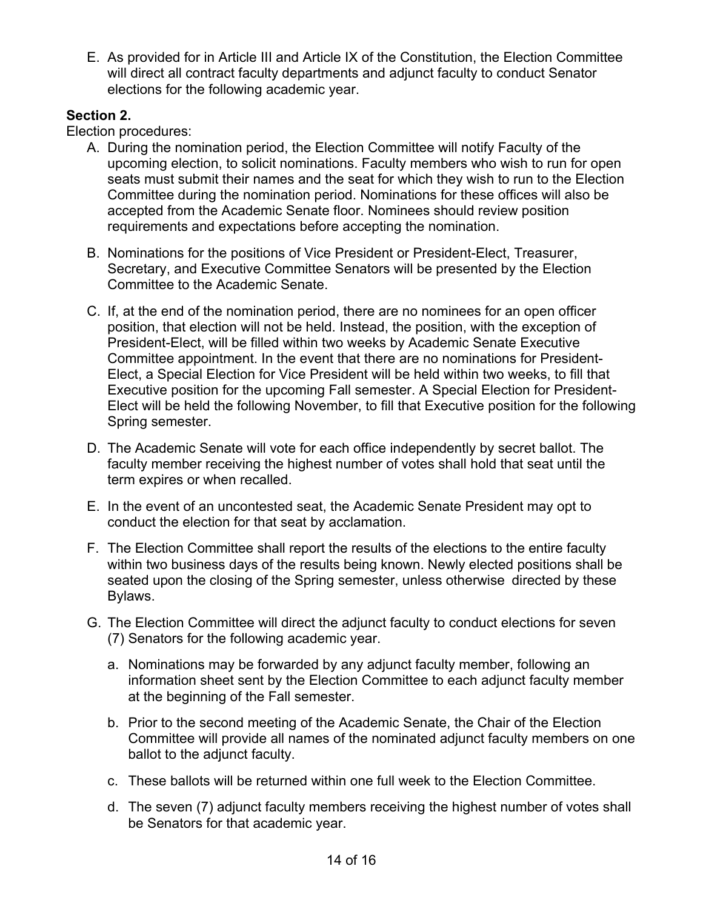E. As provided for in Article III and Article IX of the Constitution, the Election Committee will direct all contract faculty departments and adjunct faculty to conduct Senator elections for the following academic year.

**Section 2.**

Election procedures:

A. During the nomination period, the Election Committee will notify Faculty of the upcoming election, to solicit nominations. Faculty members who wish to run for open seats must submit their names and the seat for which they wish to run to the Election Committee during the nomination period. Nominations for these offices will also be accepted from the Academic Senate floor. Nominees should review position requirements and expectations before accepting the nomination.

B. Nominations for the positions of Vice President or President-Elect, Treasurer, Secretary, and Executive Committee Senators will be presented by the Election Committee to the Academic Senate.

C. If, at the end of the nomination period, there are no nominees for an open officer position, that election will not be held. Instead, the position, with the exception of President-Elect, will be filled within two weeks by Academic Senate Executive Committee appointment. In the event that there are no nominations for President-Elect, a Special Election for Vice President will be held within two weeks, to fill that Executive position for the upcoming Fall semester. A Special Election for President-Elect will be held the following November, to fill that Executive position for the following Spring semester.

D. The Academic Senate will vote for each office independently by secret ballot. The faculty member receiving the highest number of votes shall hold that seat until the term expires or when recalled.

E. In the event of an uncontested seat, the Academic Senate President may opt to conduct the election for that seat by acclamation.

F. The Election Committee shall report the results of the elections to the entire faculty within two business days of the results being known. Newly elected positions shall be seated upon the closing of the Spring semester, unless otherwise directed by these Bylaws.

G. The Election Committee will direct the adjunct faculty to conduct elections for seven (7) Senators for the following academic year.

   a. Nominations may be forwarded by any adjunct faculty member, following an information sheet sent by the Election Committee to each adjunct faculty member at the beginning of the Fall semester.

   b. Prior to the second meeting of the Academic Senate, the Chair of the Election Committee will provide all names of the nominated adjunct faculty members on one ballot to the adjunct faculty.

   c. These ballots will be returned within one full week to the Election Committee.

   d. The seven (7) adjunct faculty members receiving the highest number of votes shall be Senators for that academic year.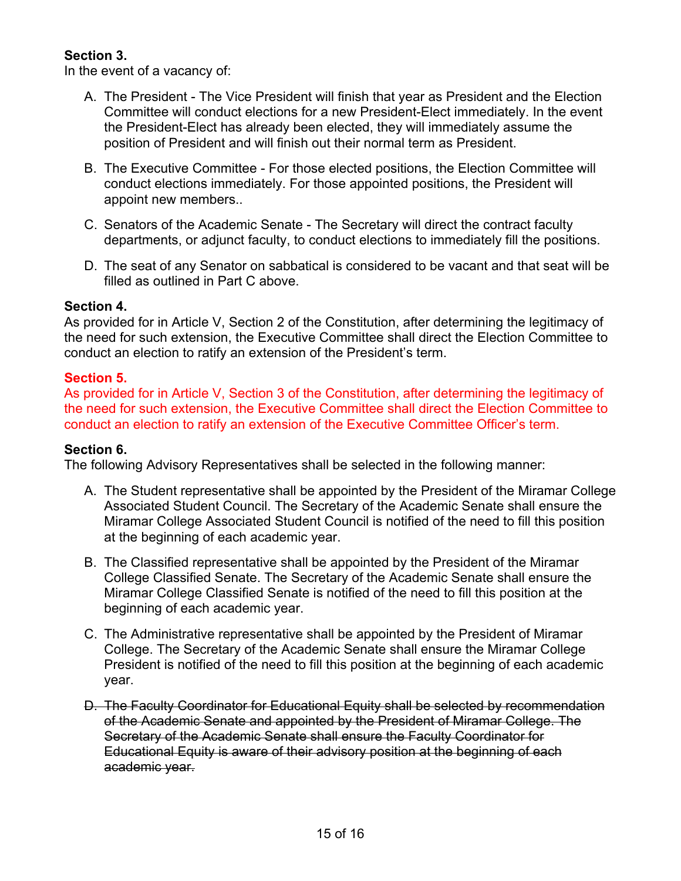**Section 3.**
In the event of a vacancy of:

A. The President - The Vice President will finish that year as President and the Election Committee will conduct elections for a new President-Elect immediately. In the event the President-Elect has already been elected, they will immediately assume the position of President and will finish out their normal term as President.

B. The Executive Committee - For those elected positions, the Election Committee will conduct elections immediately. For those appointed positions, the President will appoint new members..

C. Senators of the Academic Senate - The Secretary will direct the contract faculty departments, or adjunct faculty, to conduct elections to immediately fill the positions.

D. The seat of any Senator on sabbatical is considered to be vacant and that seat will be filled as outlined in Part C above.

**Section 4.**
As provided for in Article V, Section 2 of the Constitution, after determining the legitimacy of the need for such extension, the Executive Committee shall direct the Election Committee to conduct an election to ratify an extension of the President's term.

**Section 5.**
As provided for in Article V, Section 3 of the Constitution, after determining the legitimacy of the need for such extension, the Executive Committee shall direct the Election Committee to conduct an election to ratify an extension of the Executive Committee Officer's term.

**Section 6.**
The following Advisory Representatives shall be selected in the following manner:

A. The Student representative shall be appointed by the President of the Miramar College Associated Student Council. The Secretary of the Academic Senate shall ensure the Miramar College Associated Student Council is notified of the need to fill this position at the beginning of each academic year.

B. The Classified representative shall be appointed by the President of the Miramar College Classified Senate. The Secretary of the Academic Senate shall ensure the Miramar College Classified Senate is notified of the need to fill this position at the beginning of each academic year.

C. The Administrative representative shall be appointed by the President of Miramar College. The Secretary of the Academic Senate shall ensure the Miramar College President is notified of the need to fill this position at the beginning of each academic year.

~~D. The Faculty Coordinator for Educational Equity shall be selected by recommendation of the Academic Senate and appointed by the President of Miramar College. The Secretary of the Academic Senate shall ensure the Faculty Coordinator for Educational Equity is aware of their advisory position at the beginning of each academic year.~~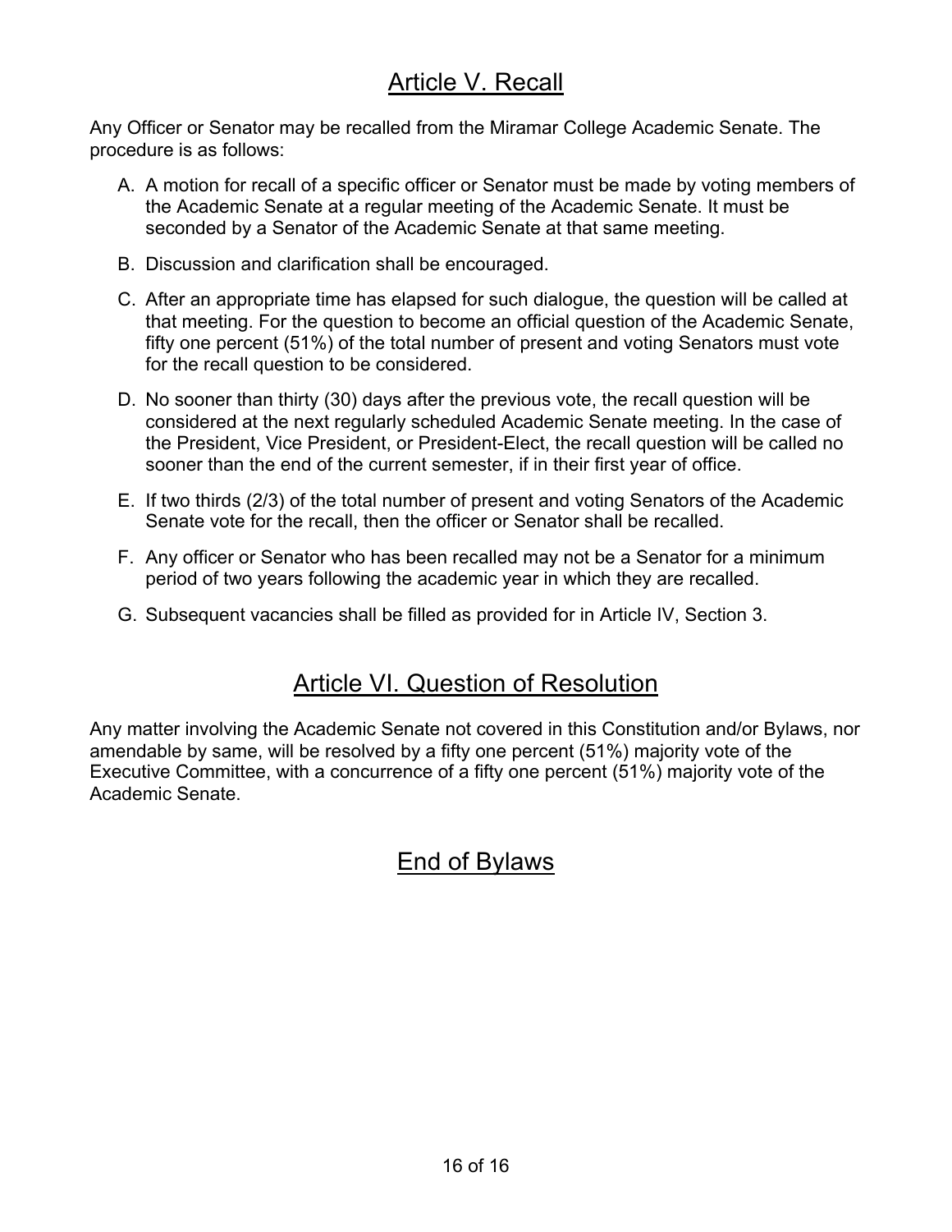## Article V. Recall

Any Officer or Senator may be recalled from the Miramar College Academic Senate. The procedure is as follows:

A. A motion for recall of a specific officer or Senator must be made by voting members of the Academic Senate at a regular meeting of the Academic Senate. It must be seconded by a Senator of the Academic Senate at that same meeting.

B. Discussion and clarification shall be encouraged.

C. After an appropriate time has elapsed for such dialogue, the question will be called at that meeting. For the question to become an official question of the Academic Senate, fifty one percent (51%) of the total number of present and voting Senators must vote for the recall question to be considered.

D. No sooner than thirty (30) days after the previous vote, the recall question will be considered at the next regularly scheduled Academic Senate meeting. In the case of the President, Vice President, or President-Elect, the recall question will be called no sooner than the end of the current semester, if in their first year of office.

E. If two thirds (2/3) of the total number of present and voting Senators of the Academic Senate vote for the recall, then the officer or Senator shall be recalled.

F. Any officer or Senator who has been recalled may not be a Senator for a minimum period of two years following the academic year in which they are recalled.

G. Subsequent vacancies shall be filled as provided for in Article IV, Section 3.

## Article VI. Question of Resolution

Any matter involving the Academic Senate not covered in this Constitution and/or Bylaws, nor amendable by same, will be resolved by a fifty one percent (51%) majority vote of the Executive Committee, with a concurrence of a fifty one percent (51%) majority vote of the Academic Senate.

## End of Bylaws